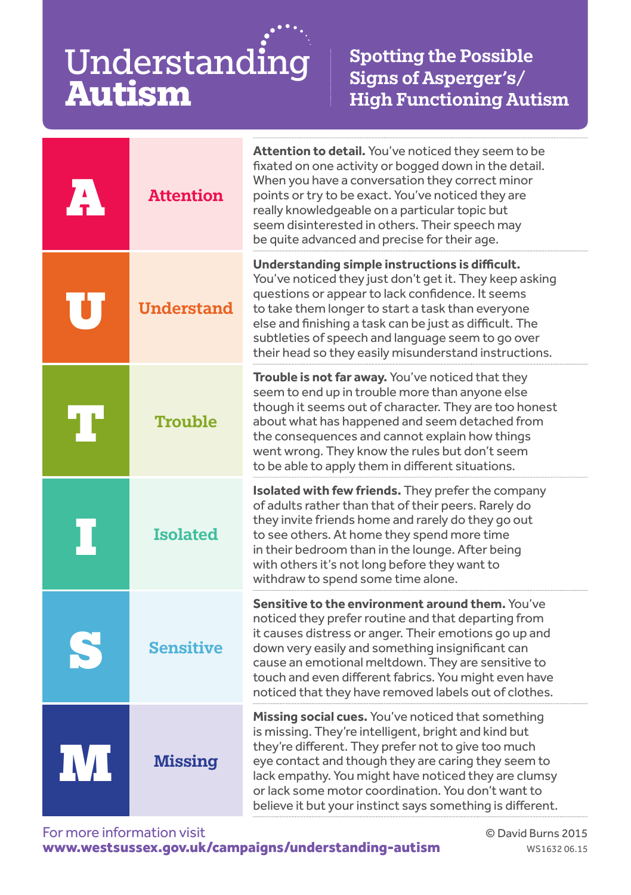# Understanding Autism

## Spotting the Possible Signs of Asperger's/ High Functioning Autism

| | | |
|---|---|---|
| **A** | **Attention** | **Attention to detail.** You've noticed they seem to be fixated on one activity or bogged down in the detail. When you have a conversation they correct minor points or try to be exact. You've noticed they are really knowledgeable on a particular topic but seem disinterested in others. Their speech may be quite advanced and precise for their age. |
| **U** | **Understand** | **Understanding simple instructions is difficult.** You've noticed they just don't get it. They keep asking questions or appear to lack confidence. It seems to take them longer to start a task than everyone else and finishing a task can be just as difficult. The subtleties of speech and language seem to go over their head so they easily misunderstand instructions. |
| **T** | **Trouble** | **Trouble is not far away.** You've noticed that they seem to end up in trouble more than anyone else though it seems out of character. They are too honest about what has happened and seem detached from the consequences and cannot explain how things went wrong. They know the rules but don't seem to be able to apply them in different situations. |
| **I** | **Isolated** | **Isolated with few friends.** They prefer the company of adults rather than that of their peers. Rarely do they invite friends home and rarely do they go out to see others. At home they spend more time in their bedroom than in the lounge. After being with others it's not long before they want to withdraw to spend some time alone. |
| **S** | **Sensitive** | **Sensitive to the environment around them.** You've noticed they prefer routine and that departing from it causes distress or anger. Their emotions go up and down very easily and something insignificant can cause an emotional meltdown. They are sensitive to touch and even different fabrics. You might even have noticed that they have removed labels out of clothes. |
| **M** | **Missing** | **Missing social cues.** You've noticed that something is missing. They're intelligent, bright and kind but they're different. They prefer not to give too much eye contact and though they are caring they seem to lack empathy. You might have noticed they are clumsy or lack some motor coordination. You don't want to believe it but your instinct says something is different. |

For more information visit
**www.westsussex.gov.uk/campaigns/understanding-autism**

© David Burns 2015

WS1632 06.15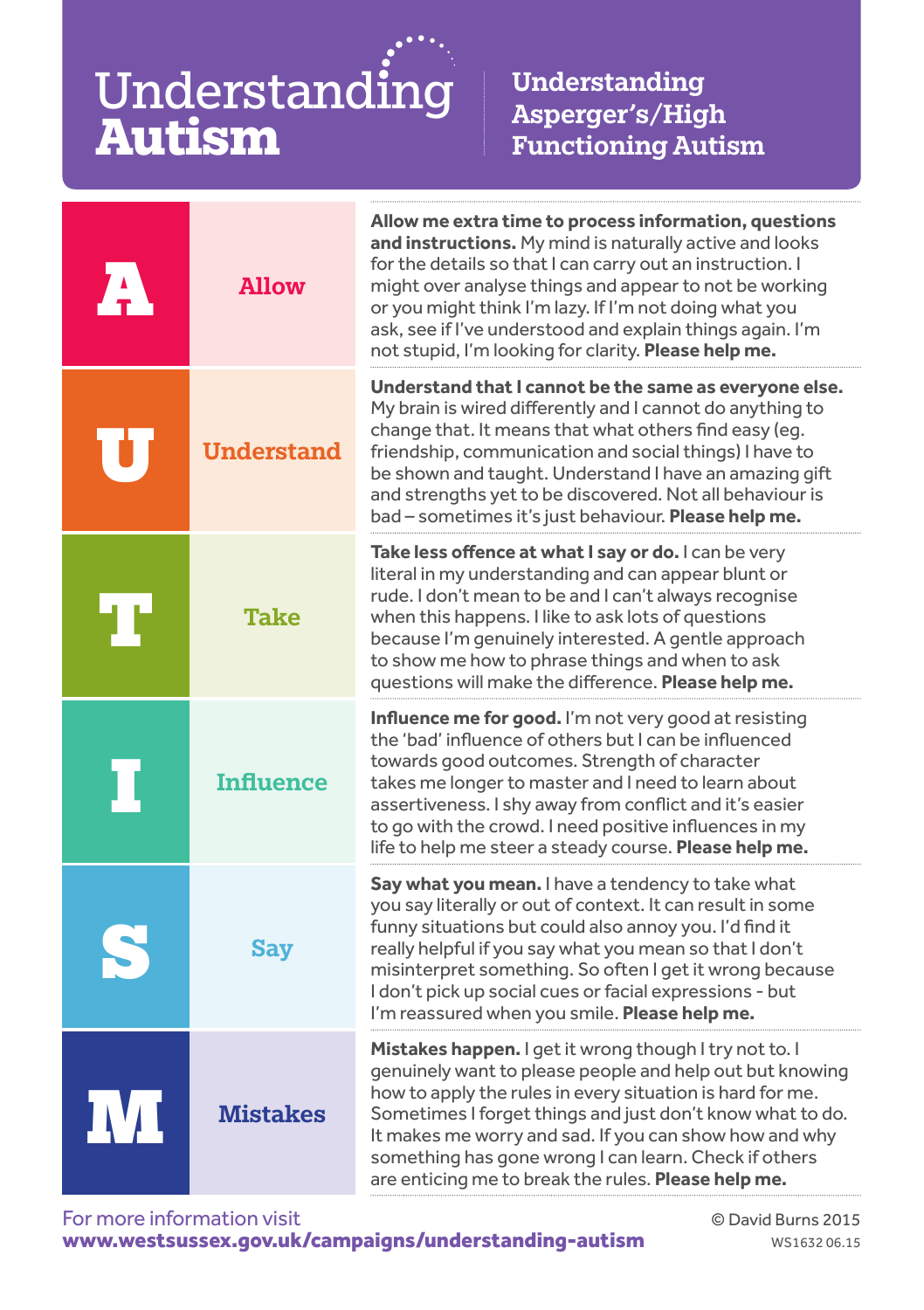# Understanding Autism

## Understanding Asperger's/High Functioning Autism

| | | |
|---|---|---|
| **A** | **Allow** | **Allow me extra time to process information, questions and instructions.** My mind is naturally active and looks for the details so that I can carry out an instruction. I might over analyse things and appear to not be working or you might think I'm lazy. If I'm not doing what you ask, see if I've understood and explain things again. I'm not stupid, I'm looking for clarity. **Please help me.** |
| **U** | **Understand** | **Understand that I cannot be the same as everyone else.** My brain is wired differently and I cannot do anything to change that. It means that what others find easy (eg. friendship, communication and social things) I have to be shown and taught. Understand I have an amazing gift and strengths yet to be discovered. Not all behaviour is bad – sometimes it's just behaviour. **Please help me.** |
| **T** | **Take** | **Take less offence at what I say or do.** I can be very literal in my understanding and can appear blunt or rude. I don't mean to be and I can't always recognise when this happens. I like to ask lots of questions because I'm genuinely interested. A gentle approach to show me how to phrase things and when to ask questions will make the difference. **Please help me.** |
| **I** | **Influence** | **Influence me for good.** I'm not very good at resisting the 'bad' influence of others but I can be influenced towards good outcomes. Strength of character takes me longer to master and I need to learn about assertiveness. I shy away from conflict and it's easier to go with the crowd. I need positive influences in my life to help me steer a steady course. **Please help me.** |
| **S** | **Say** | **Say what you mean.** I have a tendency to take what you say literally or out of context. It can result in some funny situations but could also annoy you. I'd find it really helpful if you say what you mean so that I don't misinterpret something. So often I get it wrong because I don't pick up social cues or facial expressions - but I'm reassured when you smile. **Please help me.** |
| **M** | **Mistakes** | **Mistakes happen.** I get it wrong though I try not to. I genuinely want to please people and help out but knowing how to apply the rules in every situation is hard for me. Sometimes I forget things and just don't know what to do. It makes me worry and sad. If you can show how and why something has gone wrong I can learn. Check if others are enticing me to break the rules. **Please help me.** |

For more information visit
**www.westsussex.gov.uk/campaigns/understanding-autism**

© David Burns 2015
WS1632 06.15